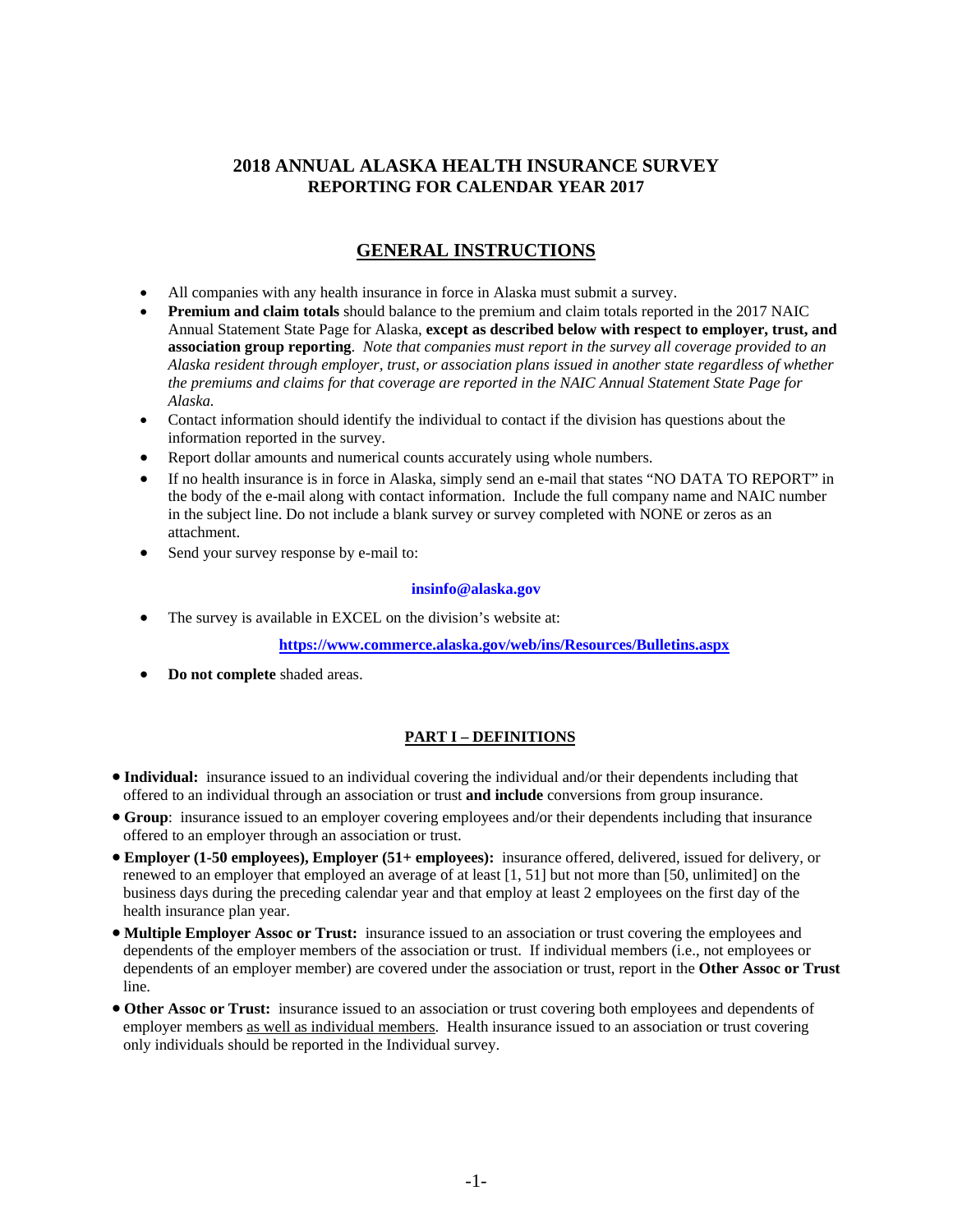# 2018 ANNUAL ALASKA HEALTH INSURANCE SURVEY
## REPORTING FOR CALENDAR YEAR 2017

## GENERAL INSTRUCTIONS

- All companies with any health insurance in force in Alaska must submit a survey.
- **Premium and claim totals** should balance to the premium and claim totals reported in the 2017 NAIC Annual Statement State Page for Alaska, **except as described below with respect to employer, trust, and association group reporting**. *Note that companies must report in the survey all coverage provided to an Alaska resident through employer, trust, or association plans issued in another state regardless of whether the premiums and claims for that coverage are reported in the NAIC Annual Statement State Page for Alaska.*
- Contact information should identify the individual to contact if the division has questions about the information reported in the survey.
- Report dollar amounts and numerical counts accurately using whole numbers.
- If no health insurance is in force in Alaska, simply send an e-mail that states "NO DATA TO REPORT" in the body of the e-mail along with contact information. Include the full company name and NAIC number in the subject line. Do not include a blank survey or survey completed with NONE or zeros as an attachment.
- Send your survey response by e-mail to:

  **insinfo@alaska.gov**

- The survey is available in EXCEL on the division's website at:

  **https://www.commerce.alaska.gov/web/ins/Resources/Bulletins.aspx**

- **Do not complete** shaded areas.

### PART I – DEFINITIONS

- **Individual:** insurance issued to an individual covering the individual and/or their dependents including that offered to an individual through an association or trust **and include** conversions from group insurance.
- **Group**: insurance issued to an employer covering employees and/or their dependents including that insurance offered to an employer through an association or trust.
- **Employer (1-50 employees), Employer (51+ employees):** insurance offered, delivered, issued for delivery, or renewed to an employer that employed an average of at least [1, 51] but not more than [50, unlimited] on the business days during the preceding calendar year and that employ at least 2 employees on the first day of the health insurance plan year.
- **Multiple Employer Assoc or Trust:** insurance issued to an association or trust covering the employees and dependents of the employer members of the association or trust. If individual members (i.e., not employees or dependents of an employer member) are covered under the association or trust, report in the **Other Assoc or Trust** line.
- **Other Assoc or Trust:** insurance issued to an association or trust covering both employees and dependents of employer members as well as individual members. Health insurance issued to an association or trust covering only individuals should be reported in the Individual survey.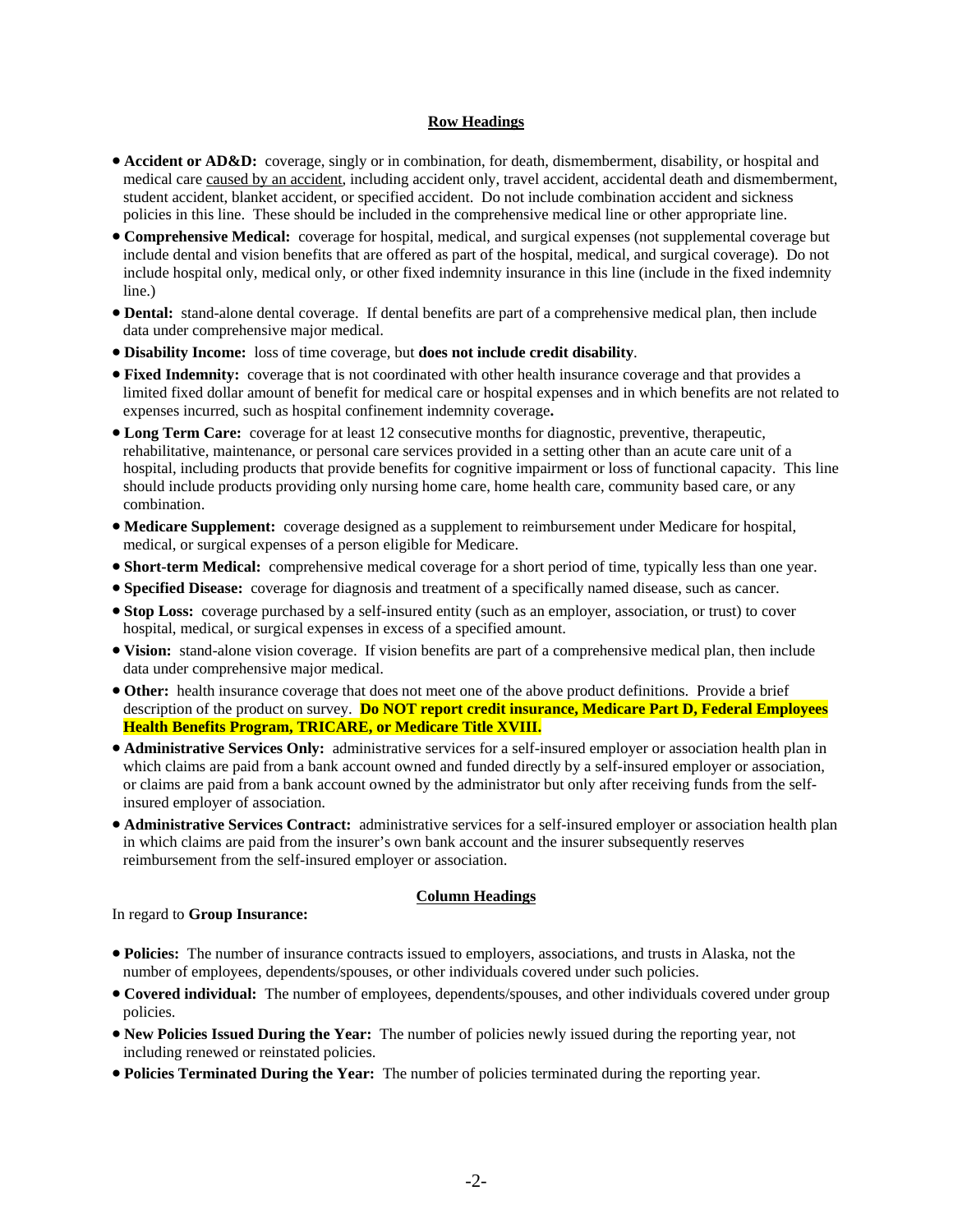## Row Headings

- **Accident or AD&D:** coverage, singly or in combination, for death, dismemberment, disability, or hospital and medical care caused by an accident, including accident only, travel accident, accidental death and dismemberment, student accident, blanket accident, or specified accident. Do not include combination accident and sickness policies in this line. These should be included in the comprehensive medical line or other appropriate line.
- **Comprehensive Medical:** coverage for hospital, medical, and surgical expenses (not supplemental coverage but include dental and vision benefits that are offered as part of the hospital, medical, and surgical coverage). Do not include hospital only, medical only, or other fixed indemnity insurance in this line (include in the fixed indemnity line.)
- **Dental:** stand-alone dental coverage. If dental benefits are part of a comprehensive medical plan, then include data under comprehensive major medical.
- **Disability Income:** loss of time coverage, but **does not include credit disability**.
- **Fixed Indemnity:** coverage that is not coordinated with other health insurance coverage and that provides a limited fixed dollar amount of benefit for medical care or hospital expenses and in which benefits are not related to expenses incurred, such as hospital confinement indemnity coverage**.**
- **Long Term Care:** coverage for at least 12 consecutive months for diagnostic, preventive, therapeutic, rehabilitative, maintenance, or personal care services provided in a setting other than an acute care unit of a hospital, including products that provide benefits for cognitive impairment or loss of functional capacity. This line should include products providing only nursing home care, home health care, community based care, or any combination.
- **Medicare Supplement:** coverage designed as a supplement to reimbursement under Medicare for hospital, medical, or surgical expenses of a person eligible for Medicare.
- **Short-term Medical:** comprehensive medical coverage for a short period of time, typically less than one year.
- **Specified Disease:** coverage for diagnosis and treatment of a specifically named disease, such as cancer.
- **Stop Loss:** coverage purchased by a self-insured entity (such as an employer, association, or trust) to cover hospital, medical, or surgical expenses in excess of a specified amount.
- **Vision:** stand-alone vision coverage. If vision benefits are part of a comprehensive medical plan, then include data under comprehensive major medical.
- **Other:** health insurance coverage that does not meet one of the above product definitions. Provide a brief description of the product on survey. **Do NOT report credit insurance, Medicare Part D, Federal Employees Health Benefits Program, TRICARE, or Medicare Title XVIII.**
- **Administrative Services Only:** administrative services for a self-insured employer or association health plan in which claims are paid from a bank account owned and funded directly by a self-insured employer or association, or claims are paid from a bank account owned by the administrator but only after receiving funds from the self-insured employer of association.
- **Administrative Services Contract:** administrative services for a self-insured employer or association health plan in which claims are paid from the insurer's own bank account and the insurer subsequently reserves reimbursement from the self-insured employer or association.

## Column Headings

In regard to **Group Insurance:**

- **Policies:** The number of insurance contracts issued to employers, associations, and trusts in Alaska, not the number of employees, dependents/spouses, or other individuals covered under such policies.
- **Covered individual:** The number of employees, dependents/spouses, and other individuals covered under group policies.
- **New Policies Issued During the Year:** The number of policies newly issued during the reporting year, not including renewed or reinstated policies.
- **Policies Terminated During the Year:** The number of policies terminated during the reporting year.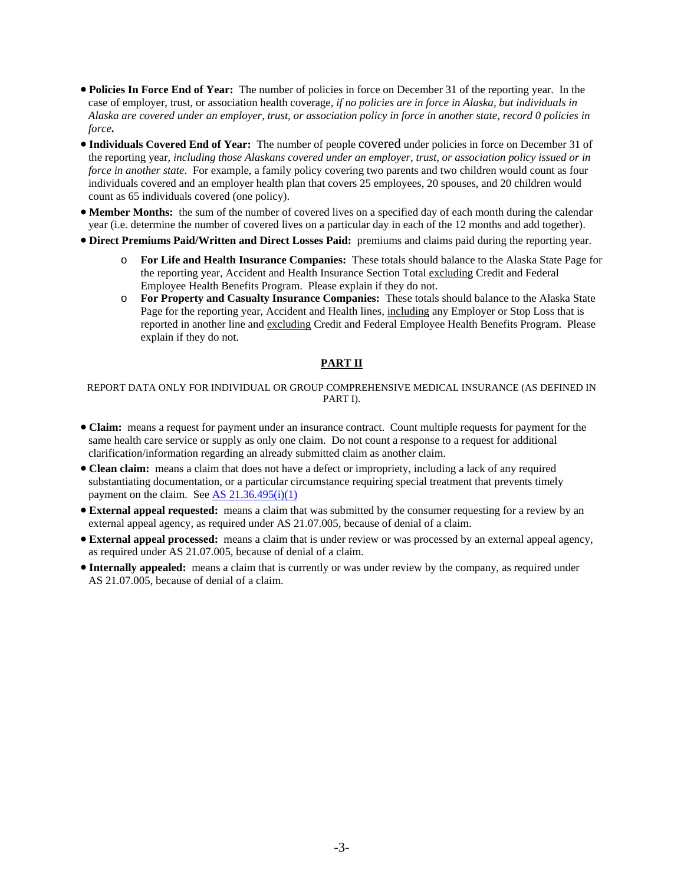- **Policies In Force End of Year:** The number of policies in force on December 31 of the reporting year. In the case of employer, trust, or association health coverage, *if no policies are in force in Alaska, but individuals in Alaska are covered under an employer, trust, or association policy in force in another state, record 0 policies in force***.**
- **Individuals Covered End of Year:** The number of people covered under policies in force on December 31 of the reporting year, *including those Alaskans covered under an employer, trust, or association policy issued or in force in another state*. For example, a family policy covering two parents and two children would count as four individuals covered and an employer health plan that covers 25 employees, 20 spouses, and 20 children would count as 65 individuals covered (one policy).
- **Member Months:** the sum of the number of covered lives on a specified day of each month during the calendar year (i.e. determine the number of covered lives on a particular day in each of the 12 months and add together).
- **Direct Premiums Paid/Written and Direct Losses Paid:** premiums and claims paid during the reporting year.
  - **For Life and Health Insurance Companies:** These totals should balance to the Alaska State Page for the reporting year, Accident and Health Insurance Section Total <u>excluding</u> Credit and Federal Employee Health Benefits Program. Please explain if they do not.
  - **For Property and Casualty Insurance Companies:** These totals should balance to the Alaska State Page for the reporting year, Accident and Health lines, <u>including</u> any Employer or Stop Loss that is reported in another line and <u>excluding</u> Credit and Federal Employee Health Benefits Program. Please explain if they do not.

## PART II

REPORT DATA ONLY FOR INDIVIDUAL OR GROUP COMPREHENSIVE MEDICAL INSURANCE (AS DEFINED IN PART I).

- **Claim:** means a request for payment under an insurance contract. Count multiple requests for payment for the same health care service or supply as only one claim. Do not count a response to a request for additional clarification/information regarding an already submitted claim as another claim.
- **Clean claim:** means a claim that does not have a defect or impropriety, including a lack of any required substantiating documentation, or a particular circumstance requiring special treatment that prevents timely payment on the claim. See AS 21.36.495(i)(1)
- **External appeal requested:** means a claim that was submitted by the consumer requesting for a review by an external appeal agency, as required under AS 21.07.005, because of denial of a claim.
- **External appeal processed:** means a claim that is under review or was processed by an external appeal agency, as required under AS 21.07.005, because of denial of a claim.
- **Internally appealed:** means a claim that is currently or was under review by the company, as required under AS 21.07.005, because of denial of a claim.